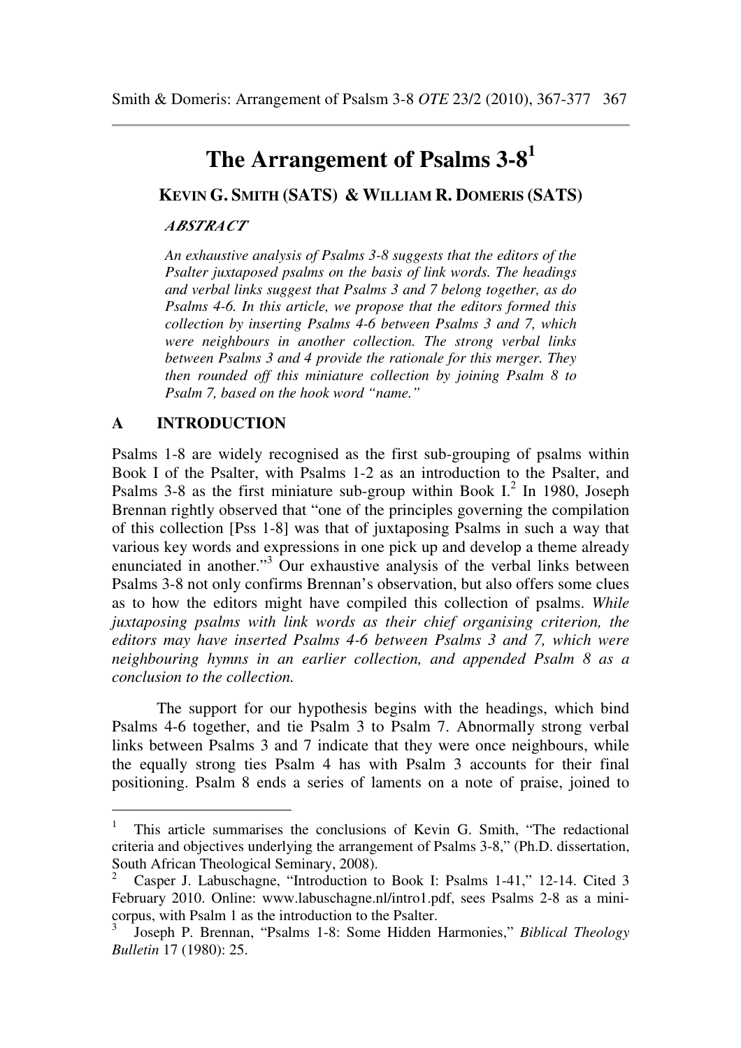# The Arrangement of Psalms 3-8[1]

**KEVIN G. SMITH (SATS) & WILLIAM R. DOMERIS (SATS)**

***ABSTRACT***

*An exhaustive analysis of Psalms 3-8 suggests that the editors of the Psalter juxtaposed psalms on the basis of link words. The headings and verbal links suggest that Psalms 3 and 7 belong together, as do Psalms 4-6. In this article, we propose that the editors formed this collection by inserting Psalms 4-6 between Psalms 3 and 7, which were neighbours in another collection. The strong verbal links between Psalms 3 and 4 provide the rationale for this merger. They then rounded off this miniature collection by joining Psalm 8 to Psalm 7, based on the hook word "name."*

## A INTRODUCTION

Psalms 1-8 are widely recognised as the first sub-grouping of psalms within Book I of the Psalter, with Psalms 1-2 as an introduction to the Psalter, and Psalms 3-8 as the first miniature sub-group within Book I.[2] In 1980, Joseph Brennan rightly observed that "one of the principles governing the compilation of this collection [Pss 1-8] was that of juxtaposing Psalms in such a way that various key words and expressions in one pick up and develop a theme already enunciated in another."[3] Our exhaustive analysis of the verbal links between Psalms 3-8 not only confirms Brennan's observation, but also offers some clues as to how the editors might have compiled this collection of psalms. *While juxtaposing psalms with link words as their chief organising criterion, the editors may have inserted Psalms 4-6 between Psalms 3 and 7, which were neighbouring hymns in an earlier collection, and appended Psalm 8 as a conclusion to the collection.*

The support for our hypothesis begins with the headings, which bind Psalms 4-6 together, and tie Psalm 3 to Psalm 7. Abnormally strong verbal links between Psalms 3 and 7 indicate that they were once neighbours, while the equally strong ties Psalm 4 has with Psalm 3 accounts for their final positioning. Psalm 8 ends a series of laments on a note of praise, joined to

---

[1] This article summarises the conclusions of Kevin G. Smith, "The redactional criteria and objectives underlying the arrangement of Psalms 3-8," (Ph.D. dissertation, South African Theological Seminary, 2008).

[2] Casper J. Labuschagne, "Introduction to Book I: Psalms 1-41," 12-14. Cited 3 February 2010. Online: www.labuschagne.nl/intro1.pdf, sees Psalms 2-8 as a mini-corpus, with Psalm 1 as the introduction to the Psalter.

[3] Joseph P. Brennan, "Psalms 1-8: Some Hidden Harmonies," *Biblical Theology Bulletin* 17 (1980): 25.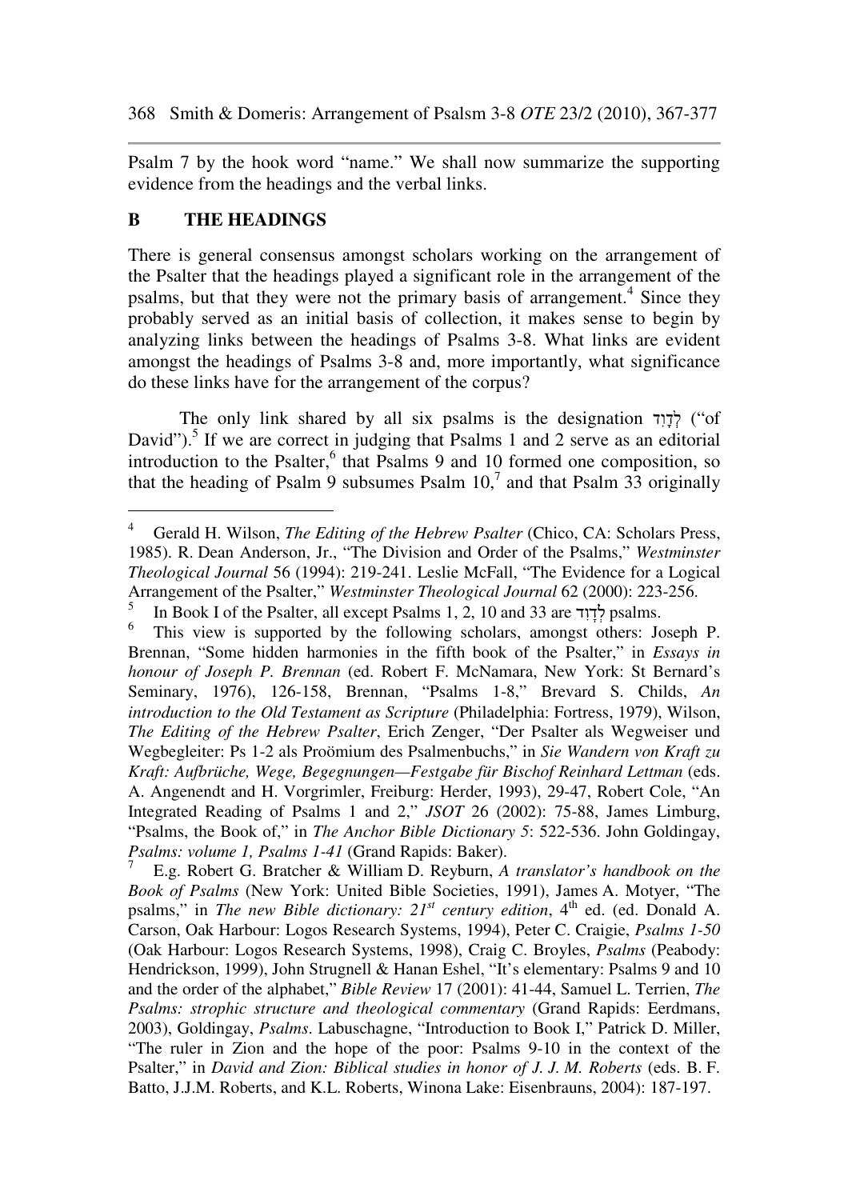Psalm 7 by the hook word "name." We shall now summarize the supporting evidence from the headings and the verbal links.

## B THE HEADINGS

There is general consensus amongst scholars working on the arrangement of the Psalter that the headings played a significant role in the arrangement of the psalms, but that they were not the primary basis of arrangement.[4] Since they probably served as an initial basis of collection, it makes sense to begin by analyzing links between the headings of Psalms 3-8. What links are evident amongst the headings of Psalms 3-8 and, more importantly, what significance do these links have for the arrangement of the corpus?

The only link shared by all six psalms is the designation לְדָוִד ("of David").[5] If we are correct in judging that Psalms 1 and 2 serve as an editorial introduction to the Psalter,[6] that Psalms 9 and 10 formed one composition, so that the heading of Psalm 9 subsumes Psalm 10,[7] and that Psalm 33 originally

---

[4] Gerald H. Wilson, *The Editing of the Hebrew Psalter* (Chico, CA: Scholars Press, 1985). R. Dean Anderson, Jr., "The Division and Order of the Psalms," *Westminster Theological Journal* 56 (1994): 219-241. Leslie McFall, "The Evidence for a Logical Arrangement of the Psalter," *Westminster Theological Journal* 62 (2000): 223-256.

[5] In Book I of the Psalter, all except Psalms 1, 2, 10 and 33 are לְדָוִד psalms.

[6] This view is supported by the following scholars, amongst others: Joseph P. Brennan, "Some hidden harmonies in the fifth book of the Psalter," in *Essays in honour of Joseph P. Brennan* (ed. Robert F. McNamara, New York: St Bernard's Seminary, 1976), 126-158, Brennan, "Psalms 1-8," Brevard S. Childs, *An introduction to the Old Testament as Scripture* (Philadelphia: Fortress, 1979), Wilson, *The Editing of the Hebrew Psalter*, Erich Zenger, "Der Psalter als Wegweiser und Wegbegleiter: Ps 1-2 als Proömium des Psalmenbuchs," in *Sie Wandern von Kraft zu Kraft: Aufbrüche, Wege, Begegnungen—Festgabe für Bischof Reinhard Lettman* (eds. A. Angenendt and H. Vorgrimler, Freiburg: Herder, 1993), 29-47, Robert Cole, "An Integrated Reading of Psalms 1 and 2," *JSOT* 26 (2002): 75-88, James Limburg, "Psalms, the Book of," in *The Anchor Bible Dictionary 5*: 522-536. John Goldingay, *Psalms: volume 1, Psalms 1-41* (Grand Rapids: Baker).

[7] E.g. Robert G. Bratcher & William D. Reyburn, *A translator's handbook on the Book of Psalms* (New York: United Bible Societies, 1991), James A. Motyer, "The psalms," in *The new Bible dictionary: 21st century edition*, 4th ed. (ed. Donald A. Carson, Oak Harbour: Logos Research Systems, 1994), Peter C. Craigie, *Psalms 1-50* (Oak Harbour: Logos Research Systems, 1998), Craig C. Broyles, *Psalms* (Peabody: Hendrickson, 1999), John Strugnell & Hanan Eshel, "It's elementary: Psalms 9 and 10 and the order of the alphabet," *Bible Review* 17 (2001): 41-44, Samuel L. Terrien, *The Psalms: strophic structure and theological commentary* (Grand Rapids: Eerdmans, 2003), Goldingay, *Psalms*. Labuschagne, "Introduction to Book I," Patrick D. Miller, "The ruler in Zion and the hope of the poor: Psalms 9-10 in the context of the Psalter," in *David and Zion: Biblical studies in honor of J. J. M. Roberts* (eds. B. F. Batto, J.J.M. Roberts, and K.L. Roberts, Winona Lake: Eisenbrauns, 2004): 187-197.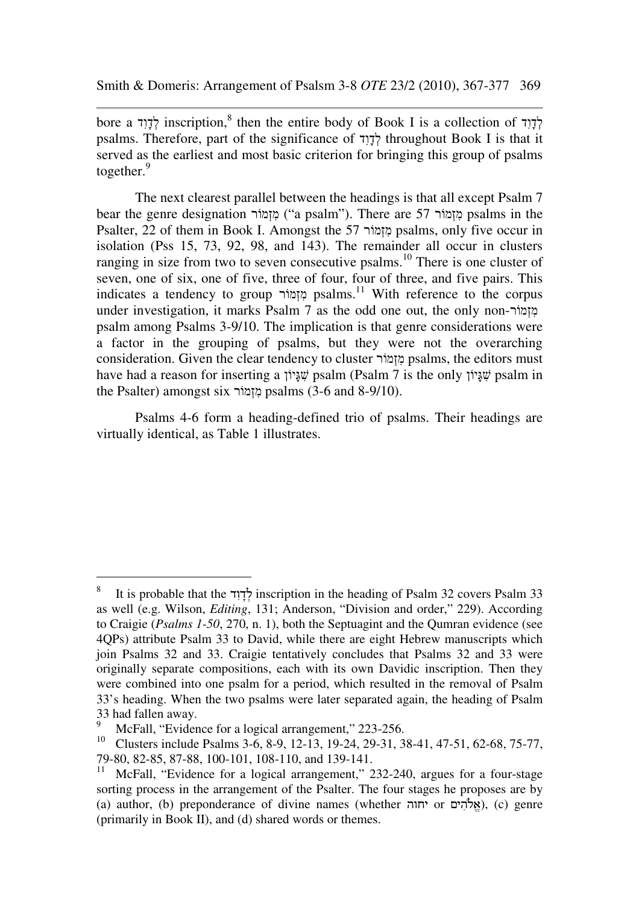bore a לְדָוִד inscription,[8] then the entire body of Book I is a collection of לְדָוִד psalms. Therefore, part of the significance of לְדָוִד throughout Book I is that it served as the earliest and most basic criterion for bringing this group of psalms together.[9]

The next clearest parallel between the headings is that all except Psalm 7 bear the genre designation מִזְמוֹר ("a psalm"). There are 57 מִזְמוֹר psalms in the Psalter, 22 of them in Book I. Amongst the 57 מִזְמוֹר psalms, only five occur in isolation (Pss 15, 73, 92, 98, and 143). The remainder all occur in clusters ranging in size from two to seven consecutive psalms.[10] There is one cluster of seven, one of six, one of five, three of four, four of three, and five pairs. This indicates a tendency to group מִזְמוֹר psalms.[11] With reference to the corpus under investigation, it marks Psalm 7 as the odd one out, the only non-מִזְמוֹר psalm among Psalms 3-9/10. The implication is that genre considerations were a factor in the grouping of psalms, but they were not the overarching consideration. Given the clear tendency to cluster מִזְמוֹר psalms, the editors must have had a reason for inserting a שִׁגָּיוֹן psalm (Psalm 7 is the only שִׁגָּיוֹן psalm in the Psalter) amongst six מִזְמוֹר psalms (3-6 and 8-9/10).

Psalms 4-6 form a heading-defined trio of psalms. Their headings are virtually identical, as Table 1 illustrates.

---

[8] It is probable that the לְדָוִד inscription in the heading of Psalm 32 covers Psalm 33 as well (e.g. Wilson, *Editing*, 131; Anderson, "Division and order," 229). According to Craigie (*Psalms 1-50*, 270, n. 1), both the Septuagint and the Qumran evidence (see 4QPs) attribute Psalm 33 to David, while there are eight Hebrew manuscripts which join Psalms 32 and 33. Craigie tentatively concludes that Psalms 32 and 33 were originally separate compositions, each with its own Davidic inscription. Then they were combined into one psalm for a period, which resulted in the removal of Psalm 33's heading. When the two psalms were later separated again, the heading of Psalm 33 had fallen away.

[9] McFall, "Evidence for a logical arrangement," 223-256.

[10] Clusters include Psalms 3-6, 8-9, 12-13, 19-24, 29-31, 38-41, 47-51, 62-68, 75-77, 79-80, 82-85, 87-88, 100-101, 108-110, and 139-141.

[11] McFall, "Evidence for a logical arrangement," 232-240, argues for a four-stage sorting process in the arrangement of the Psalter. The four stages he proposes are by (a) author, (b) preponderance of divine names (whether יחוה or אֱלֹהִים), (c) genre (primarily in Book II), and (d) shared words or themes.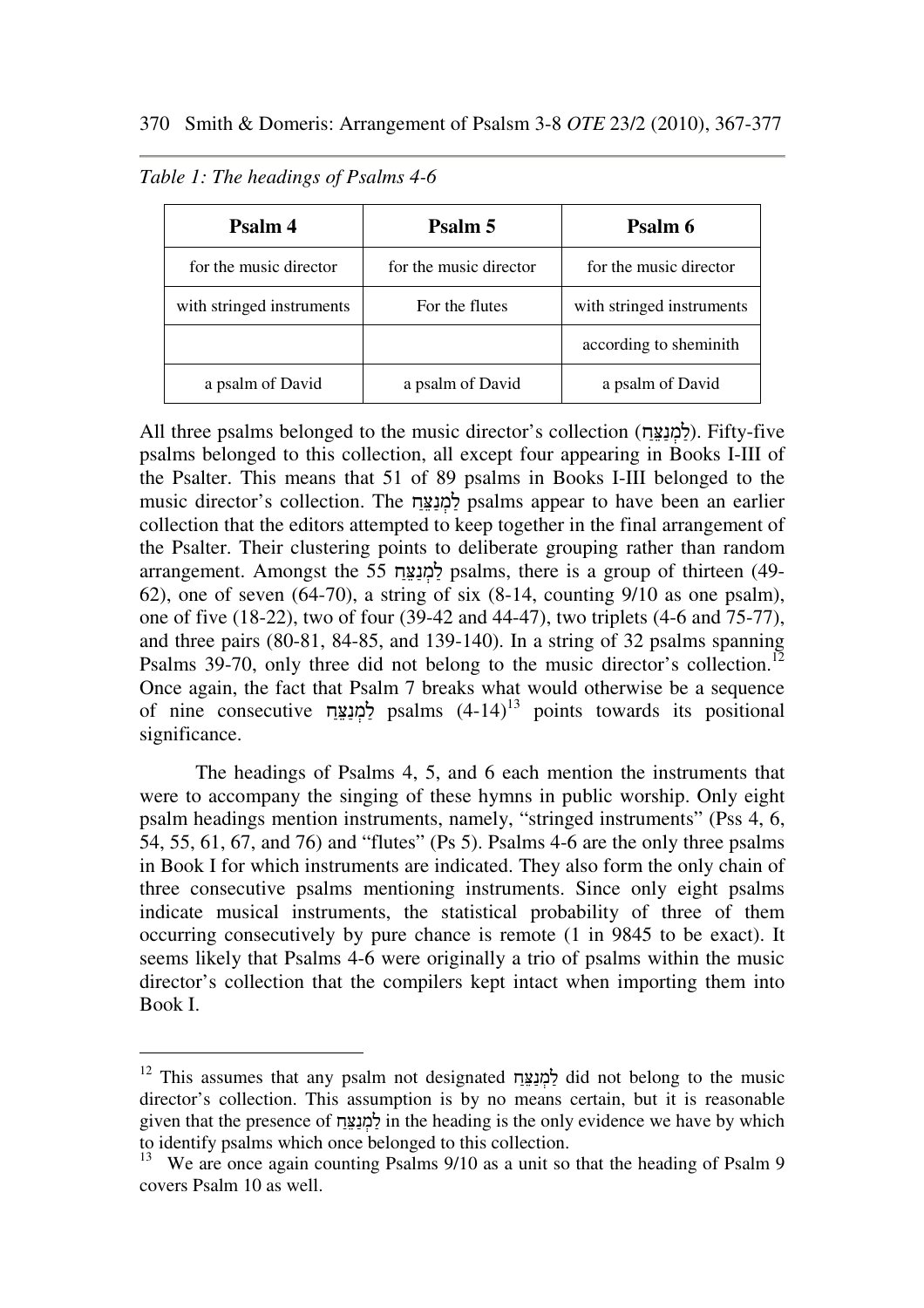*Table 1: The headings of Psalms 4-6*

| Psalm 4 | Psalm 5 | Psalm 6 |
|---|---|---|
| for the music director | for the music director | for the music director |
| with stringed instruments | For the flutes | with stringed instruments |
| | | according to sheminith |
| a psalm of David | a psalm of David | a psalm of David |

All three psalms belonged to the music director's collection (לַמְנַצֵּחַ). Fifty-five psalms belonged to this collection, all except four appearing in Books I-III of the Psalter. This means that 51 of 89 psalms in Books I-III belonged to the music director's collection. The לַמְנַצֵּחַ psalms appear to have been an earlier collection that the editors attempted to keep together in the final arrangement of the Psalter. Their clustering points to deliberate grouping rather than random arrangement. Amongst the 55 לַמְנַצֵּחַ psalms, there is a group of thirteen (49-62), one of seven (64-70), a string of six (8-14, counting 9/10 as one psalm), one of five (18-22), two of four (39-42 and 44-47), two triplets (4-6 and 75-77), and three pairs (80-81, 84-85, and 139-140). In a string of 32 psalms spanning Psalms 39-70, only three did not belong to the music director's collection.[12] Once again, the fact that Psalm 7 breaks what would otherwise be a sequence of nine consecutive לַמְנַצֵּחַ psalms (4-14)[13] points towards its positional significance.

The headings of Psalms 4, 5, and 6 each mention the instruments that were to accompany the singing of these hymns in public worship. Only eight psalm headings mention instruments, namely, "stringed instruments" (Pss 4, 6, 54, 55, 61, 67, and 76) and "flutes" (Ps 5). Psalms 4-6 are the only three psalms in Book I for which instruments are indicated. They also form the only chain of three consecutive psalms mentioning instruments. Since only eight psalms indicate musical instruments, the statistical probability of three of them occurring consecutively by pure chance is remote (1 in 9845 to be exact). It seems likely that Psalms 4-6 were originally a trio of psalms within the music director's collection that the compilers kept intact when importing them into Book I.

---

[12] This assumes that any psalm not designated לַמְנַצֵּחַ did not belong to the music director's collection. This assumption is by no means certain, but it is reasonable given that the presence of לַמְנַצֵּחַ in the heading is the only evidence we have by which to identify psalms which once belonged to this collection.

[13] We are once again counting Psalms 9/10 as a unit so that the heading of Psalm 9 covers Psalm 10 as well.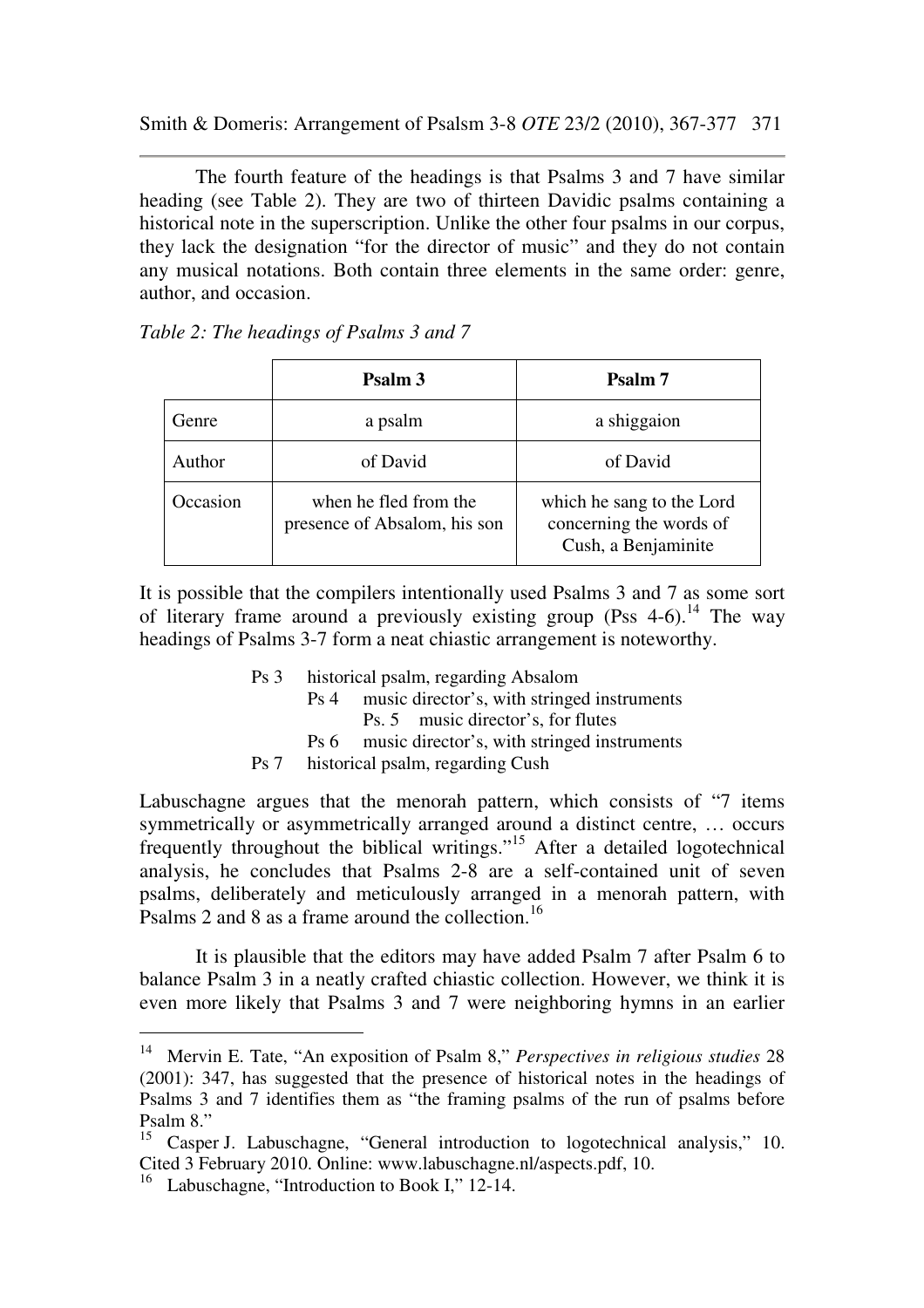The fourth feature of the headings is that Psalms 3 and 7 have similar heading (see Table 2). They are two of thirteen Davidic psalms containing a historical note in the superscription. Unlike the other four psalms in our corpus, they lack the designation "for the director of music" and they do not contain any musical notations. Both contain three elements in the same order: genre, author, and occasion.

*Table 2: The headings of Psalms 3 and 7*

| | **Psalm 3** | **Psalm 7** |
|---|---|---|
| Genre | a psalm | a shiggaion |
| Author | of David | of David |
| Occasion | when he fled from the presence of Absalom, his son | which he sang to the Lord concerning the words of Cush, a Benjaminite |

It is possible that the compilers intentionally used Psalms 3 and 7 as some sort of literary frame around a previously existing group (Pss 4-6).[14] The way headings of Psalms 3-7 form a neat chiastic arrangement is noteworthy.

- Ps 3 historical psalm, regarding Absalom
  - Ps 4 music director's, with stringed instruments
    - Ps. 5 music director's, for flutes
  - Ps 6 music director's, with stringed instruments
- Ps 7 historical psalm, regarding Cush

Labuschagne argues that the menorah pattern, which consists of "7 items symmetrically or asymmetrically arranged around a distinct centre, … occurs frequently throughout the biblical writings."[15] After a detailed logotechnical analysis, he concludes that Psalms 2-8 are a self-contained unit of seven psalms, deliberately and meticulously arranged in a menorah pattern, with Psalms 2 and 8 as a frame around the collection.[16]

It is plausible that the editors may have added Psalm 7 after Psalm 6 to balance Psalm 3 in a neatly crafted chiastic collection. However, we think it is even more likely that Psalms 3 and 7 were neighboring hymns in an earlier

---

[14] Mervin E. Tate, "An exposition of Psalm 8," *Perspectives in religious studies* 28 (2001): 347, has suggested that the presence of historical notes in the headings of Psalms 3 and 7 identifies them as "the framing psalms of the run of psalms before Psalm 8."

[15] Casper J. Labuschagne, "General introduction to logotechnical analysis," 10. Cited 3 February 2010. Online: www.labuschagne.nl/aspects.pdf, 10.

[16] Labuschagne, "Introduction to Book I," 12-14.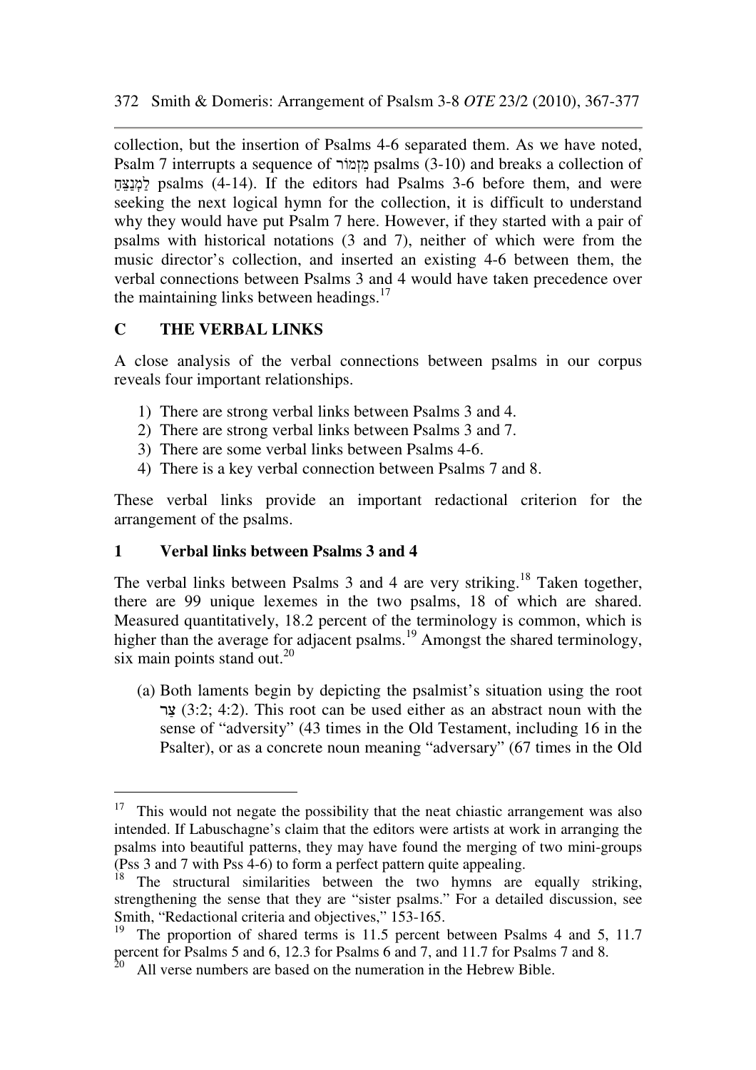collection, but the insertion of Psalms 4-6 separated them. As we have noted, Psalm 7 interrupts a sequence of מִזְמוֹר psalms (3-10) and breaks a collection of לַמְנַצֵּחַ psalms (4-14). If the editors had Psalms 3-6 before them, and were seeking the next logical hymn for the collection, it is difficult to understand why they would have put Psalm 7 here. However, if they started with a pair of psalms with historical notations (3 and 7), neither of which were from the music director's collection, and inserted an existing 4-6 between them, the verbal connections between Psalms 3 and 4 would have taken precedence over the maintaining links between headings.[17]

## C THE VERBAL LINKS

A close analysis of the verbal connections between psalms in our corpus reveals four important relationships.

1) There are strong verbal links between Psalms 3 and 4.
2) There are strong verbal links between Psalms 3 and 7.
3) There are some verbal links between Psalms 4-6.
4) There is a key verbal connection between Psalms 7 and 8.

These verbal links provide an important redactional criterion for the arrangement of the psalms.

### 1 Verbal links between Psalms 3 and 4

The verbal links between Psalms 3 and 4 are very striking.[18] Taken together, there are 99 unique lexemes in the two psalms, 18 of which are shared. Measured quantitatively, 18.2 percent of the terminology is common, which is higher than the average for adjacent psalms.[19] Amongst the shared terminology, six main points stand out.[20]

(a) Both laments begin by depicting the psalmist's situation using the root צַר (3:2; 4:2). This root can be used either as an abstract noun with the sense of "adversity" (43 times in the Old Testament, including 16 in the Psalter), or as a concrete noun meaning "adversary" (67 times in the Old

---

[17] This would not negate the possibility that the neat chiastic arrangement was also intended. If Labuschagne's claim that the editors were artists at work in arranging the psalms into beautiful patterns, they may have found the merging of two mini-groups (Pss 3 and 7 with Pss 4-6) to form a perfect pattern quite appealing.

[18] The structural similarities between the two hymns are equally striking, strengthening the sense that they are "sister psalms." For a detailed discussion, see Smith, "Redactional criteria and objectives," 153-165.

[19] The proportion of shared terms is 11.5 percent between Psalms 4 and 5, 11.7 percent for Psalms 5 and 6, 12.3 for Psalms 6 and 7, and 11.7 for Psalms 7 and 8.

[20] All verse numbers are based on the numeration in the Hebrew Bible.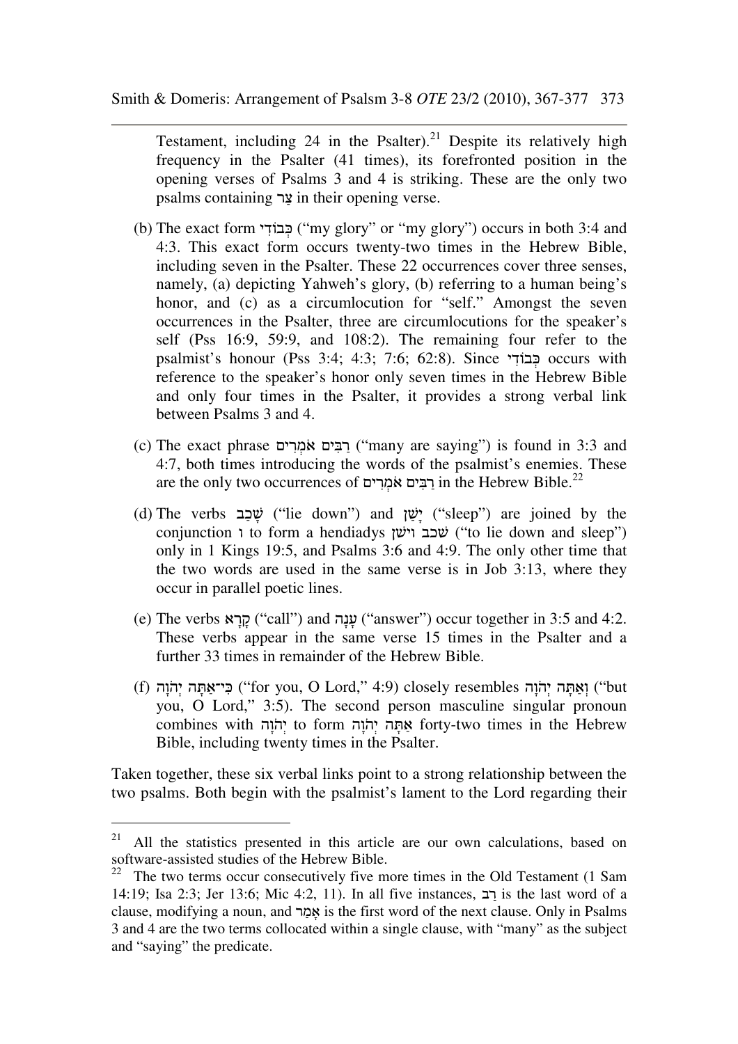Testament, including 24 in the Psalter).[21] Despite its relatively high frequency in the Psalter (41 times), its forefronted position in the opening verses of Psalms 3 and 4 is striking. These are the only two psalms containing צַר in their opening verse.

(b) The exact form כְּבוֹדִי ("my glory" or "my glory") occurs in both 3:4 and 4:3. This exact form occurs twenty-two times in the Hebrew Bible, including seven in the Psalter. These 22 occurrences cover three senses, namely, (a) depicting Yahweh's glory, (b) referring to a human being's honor, and (c) as a circumlocution for "self." Amongst the seven occurrences in the Psalter, three are circumlocutions for the speaker's self (Pss 16:9, 59:9, and 108:2). The remaining four refer to the psalmist's honour (Pss 3:4; 4:3; 7:6; 62:8). Since כְּבוֹדִי occurs with reference to the speaker's honor only seven times in the Hebrew Bible and only four times in the Psalter, it provides a strong verbal link between Psalms 3 and 4.

(c) The exact phrase רַבִּים אֹמְרִים ("many are saying") is found in 3:3 and 4:7, both times introducing the words of the psalmist's enemies. These are the only two occurrences of רַבִּים אֹמְרִים in the Hebrew Bible.[22]

(d) The verbs שָׁכַב ("lie down") and יָשֵׁן ("sleep") are joined by the conjunction ו to form a hendiadys שׁכב וישׁן ("to lie down and sleep") only in 1 Kings 19:5, and Psalms 3:6 and 4:9. The only other time that the two words are used in the same verse is in Job 3:13, where they occur in parallel poetic lines.

(e) The verbs קָרָא ("call") and עָנָה ("answer") occur together in 3:5 and 4:2. These verbs appear in the same verse 15 times in the Psalter and a further 33 times in remainder of the Hebrew Bible.

(f) כִּי־אַתָּה יְהוָה ("for you, O Lord," 4:9) closely resembles וְאַתָּה יְהוָה ("but you, O Lord," 3:5). The second person masculine singular pronoun combines with יְהוָה to form אַתָּה יְהוָה forty-two times in the Hebrew Bible, including twenty times in the Psalter.

Taken together, these six verbal links point to a strong relationship between the two psalms. Both begin with the psalmist's lament to the Lord regarding their

---

[21] All the statistics presented in this article are our own calculations, based on software-assisted studies of the Hebrew Bible.

[22] The two terms occur consecutively five more times in the Old Testament (1 Sam 14:19; Isa 2:3; Jer 13:6; Mic 4:2, 11). In all five instances, רַב is the last word of a clause, modifying a noun, and אָמַר is the first word of the next clause. Only in Psalms 3 and 4 are the two terms collocated within a single clause, with "many" as the subject and "saying" the predicate.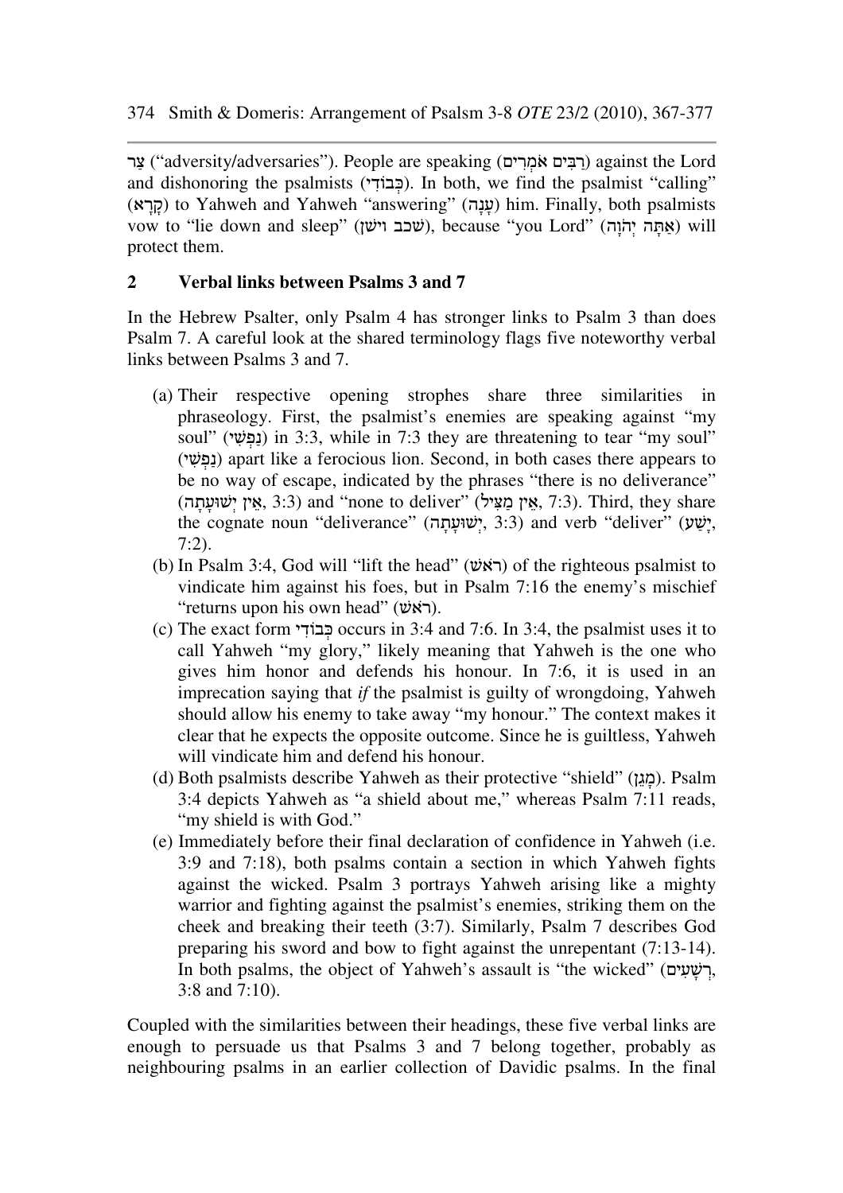צַר ("adversity/adversaries"). People are speaking (רַבִּים אֹמְרִים) against the Lord and dishonoring the psalmists (כְּבוֹדִי). In both, we find the psalmist "calling" (קָרָא) to Yahweh and Yahweh "answering" (עָנָה) him. Finally, both psalmists vow to "lie down and sleep" (שכב וישן), because "you Lord" (אַתָּה יְהוָה) will protect them.

## 2 Verbal links between Psalms 3 and 7

In the Hebrew Psalter, only Psalm 4 has stronger links to Psalm 3 than does Psalm 7. A careful look at the shared terminology flags five noteworthy verbal links between Psalms 3 and 7.

(a) Their respective opening strophes share three similarities in phraseology. First, the psalmist's enemies are speaking against "my soul" (נַפְשִׁי) in 3:3, while in 7:3 they are threatening to tear "my soul" (נַפְשִׁי) apart like a ferocious lion. Second, in both cases there appears to be no way of escape, indicated by the phrases "there is no deliverance" (אֵין יְשׁוּעָתָה, 3:3) and "none to deliver" (אֵין מַצִּיל, 7:3). Third, they share the cognate noun "deliverance" (יְשׁוּעָתָה, 3:3) and verb "deliver" (יָשַׁע, 7:2).

(b) In Psalm 3:4, God will "lift the head" (ראשׁ) of the righteous psalmist to vindicate him against his foes, but in Psalm 7:16 the enemy's mischief "returns upon his own head" (ראשׁ).

(c) The exact form כְּבוֹדִי occurs in 3:4 and 7:6. In 3:4, the psalmist uses it to call Yahweh "my glory," likely meaning that Yahweh is the one who gives him honor and defends his honour. In 7:6, it is used in an imprecation saying that *if* the psalmist is guilty of wrongdoing, Yahweh should allow his enemy to take away "my honour." The context makes it clear that he expects the opposite outcome. Since he is guiltless, Yahweh will vindicate him and defend his honour.

(d) Both psalmists describe Yahweh as their protective "shield" (מָגֵן). Psalm 3:4 depicts Yahweh as "a shield about me," whereas Psalm 7:11 reads, "my shield is with God."

(e) Immediately before their final declaration of confidence in Yahweh (i.e. 3:9 and 7:18), both psalms contain a section in which Yahweh fights against the wicked. Psalm 3 portrays Yahweh arising like a mighty warrior and fighting against the psalmist's enemies, striking them on the cheek and breaking their teeth (3:7). Similarly, Psalm 7 describes God preparing his sword and bow to fight against the unrepentant (7:13-14). In both psalms, the object of Yahweh's assault is "the wicked" (רְשָׁעִים, 3:8 and 7:10).

Coupled with the similarities between their headings, these five verbal links are enough to persuade us that Psalms 3 and 7 belong together, probably as neighbouring psalms in an earlier collection of Davidic psalms. In the final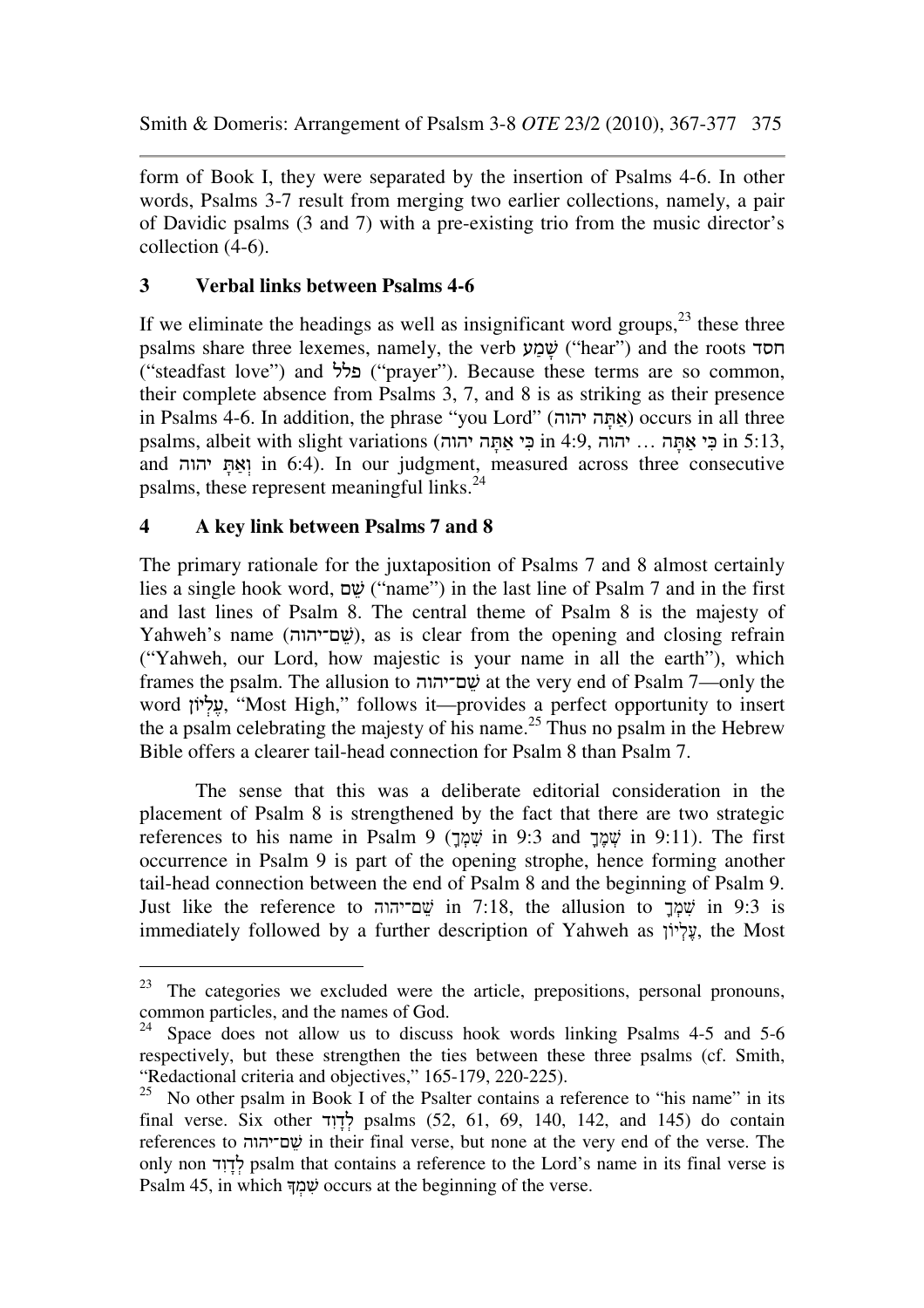form of Book I, they were separated by the insertion of Psalms 4-6. In other words, Psalms 3-7 result from merging two earlier collections, namely, a pair of Davidic psalms (3 and 7) with a pre-existing trio from the music director's collection (4-6).

## 3 Verbal links between Psalms 4-6

If we eliminate the headings as well as insignificant word groups,[23] these three psalms share three lexemes, namely, the verb שָׁמַע ("hear") and the roots חסד ("steadfast love") and פלל ("prayer"). Because these terms are so common, their complete absence from Psalms 3, 7, and 8 is as striking as their presence in Psalms 4-6. In addition, the phrase "you Lord" (אַתָּה יהוה) occurs in all three psalms, albeit with slight variations (כִּי אַתָּה יהוה in 4:9, כִּי אַתָּה ... יהוה in 5:13, and וְאַתְּ יהוה in 6:4). In our judgment, measured across three consecutive psalms, these represent meaningful links.[24]

## 4 A key link between Psalms 7 and 8

The primary rationale for the juxtaposition of Psalms 7 and 8 almost certainly lies a single hook word, שֵׁם ("name") in the last line of Psalm 7 and in the first and last lines of Psalm 8. The central theme of Psalm 8 is the majesty of Yahweh's name (שֵׁם־יהוה), as is clear from the opening and closing refrain ("Yahweh, our Lord, how majestic is your name in all the earth"), which frames the psalm. The allusion to שֵׁם־יהוה at the very end of Psalm 7—only the word עֶלְיוֹן, "Most High," follows it—provides a perfect opportunity to insert the a psalm celebrating the majesty of his name.[25] Thus no psalm in the Hebrew Bible offers a clearer tail-head connection for Psalm 8 than Psalm 7.

The sense that this was a deliberate editorial consideration in the placement of Psalm 8 is strengthened by the fact that there are two strategic references to his name in Psalm 9 (שִׁמְךָ in 9:3 and שְׁמֶךָ in 9:11). The first occurrence in Psalm 9 is part of the opening strophe, hence forming another tail-head connection between the end of Psalm 8 and the beginning of Psalm 9. Just like the reference to שֵׁם־יהוה in 7:18, the allusion to שִׁמְךָ in 9:3 is immediately followed by a further description of Yahweh as עֶלְיוֹן, the Most

---

[23] The categories we excluded were the article, prepositions, personal pronouns, common particles, and the names of God.

[24] Space does not allow us to discuss hook words linking Psalms 4-5 and 5-6 respectively, but these strengthen the ties between these three psalms (cf. Smith, "Redactional criteria and objectives," 165-179, 220-225).

[25] No other psalm in Book I of the Psalter contains a reference to "his name" in its final verse. Six other לְדָוִד psalms (52, 61, 69, 140, 142, and 145) do contain references to שֵׁם־יהוה in their final verse, but none at the very end of the verse. The only non לְדָוִד psalm that contains a reference to the Lord's name in its final verse is Psalm 45, in which שִׁמְךָ occurs at the beginning of the verse.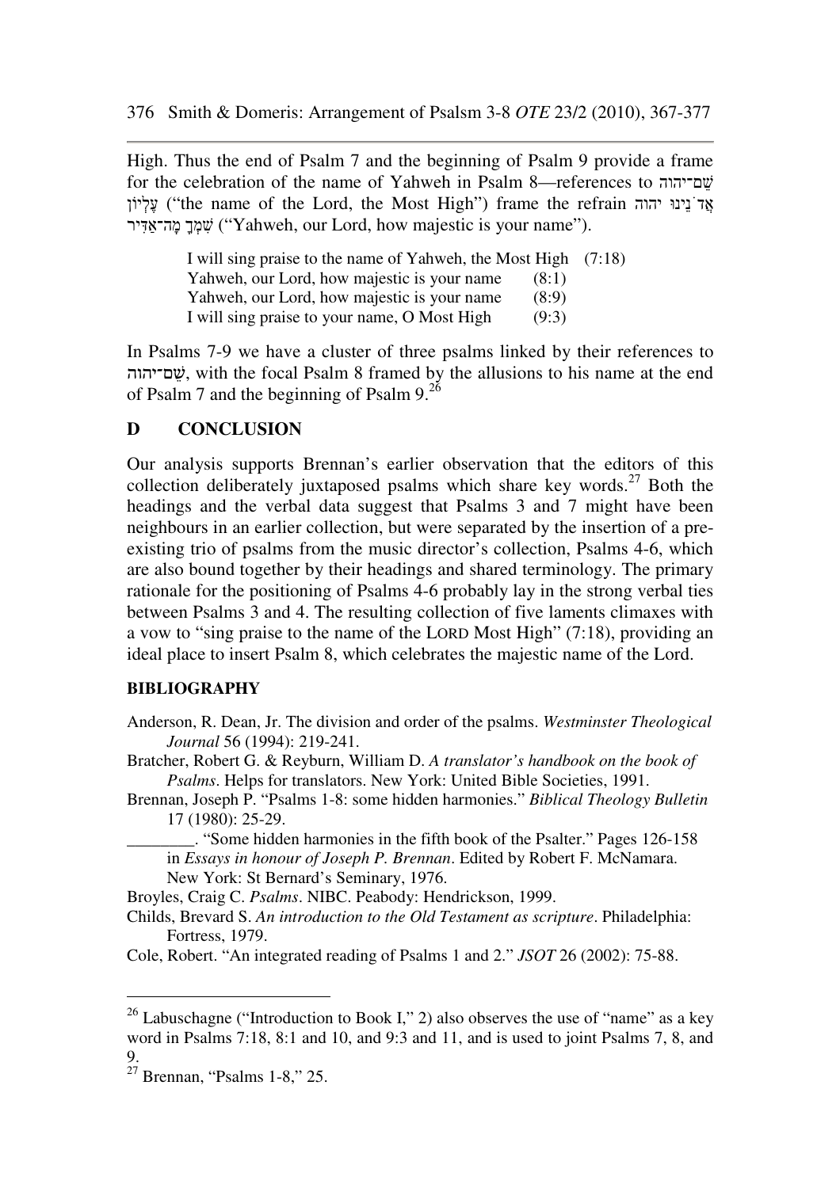High. Thus the end of Psalm 7 and the beginning of Psalm 9 provide a frame for the celebration of the name of Yahweh in Psalm 8—references to שֵׁם־יהוה עֶלְיוֹן ("the name of the Lord, the Most High") frame the refrain אֲדֹנֵינוּ יהוה שִׁמְךָ מָה־אַדִּיר ("Yahweh, our Lord, how majestic is your name").

> I will sing praise to the name of Yahweh, the Most High (7:18)
> Yahweh, our Lord, how majestic is your name (8:1)
> Yahweh, our Lord, how majestic is your name (8:9)
> I will sing praise to your name, O Most High (9:3)

In Psalms 7-9 we have a cluster of three psalms linked by their references to שֵׁם־יהוה, with the focal Psalm 8 framed by the allusions to his name at the end of Psalm 7 and the beginning of Psalm 9.[26]

## D CONCLUSION

Our analysis supports Brennan's earlier observation that the editors of this collection deliberately juxtaposed psalms which share key words.[27] Both the headings and the verbal data suggest that Psalms 3 and 7 might have been neighbours in an earlier collection, but were separated by the insertion of a pre-existing trio of psalms from the music director's collection, Psalms 4-6, which are also bound together by their headings and shared terminology. The primary rationale for the positioning of Psalms 4-6 probably lay in the strong verbal ties between Psalms 3 and 4. The resulting collection of five laments climaxes with a vow to "sing praise to the name of the LORD Most High" (7:18), providing an ideal place to insert Psalm 8, which celebrates the majestic name of the Lord.

### BIBLIOGRAPHY

Anderson, R. Dean, Jr. The division and order of the psalms. *Westminster Theological Journal* 56 (1994): 219-241.

Bratcher, Robert G. & Reyburn, William D. *A translator's handbook on the book of Psalms*. Helps for translators. New York: United Bible Societies, 1991.

Brennan, Joseph P. "Psalms 1-8: some hidden harmonies." *Biblical Theology Bulletin* 17 (1980): 25-29.

________. "Some hidden harmonies in the fifth book of the Psalter." Pages 126-158 in *Essays in honour of Joseph P. Brennan*. Edited by Robert F. McNamara. New York: St Bernard's Seminary, 1976.

Broyles, Craig C. *Psalms*. NIBC. Peabody: Hendrickson, 1999.

Childs, Brevard S. *An introduction to the Old Testament as scripture*. Philadelphia: Fortress, 1979.

Cole, Robert. "An integrated reading of Psalms 1 and 2." *JSOT* 26 (2002): 75-88.

---

[26] Labuschagne ("Introduction to Book I," 2) also observes the use of "name" as a key word in Psalms 7:18, 8:1 and 10, and 9:3 and 11, and is used to joint Psalms 7, 8, and 9.

[27] Brennan, "Psalms 1-8," 25.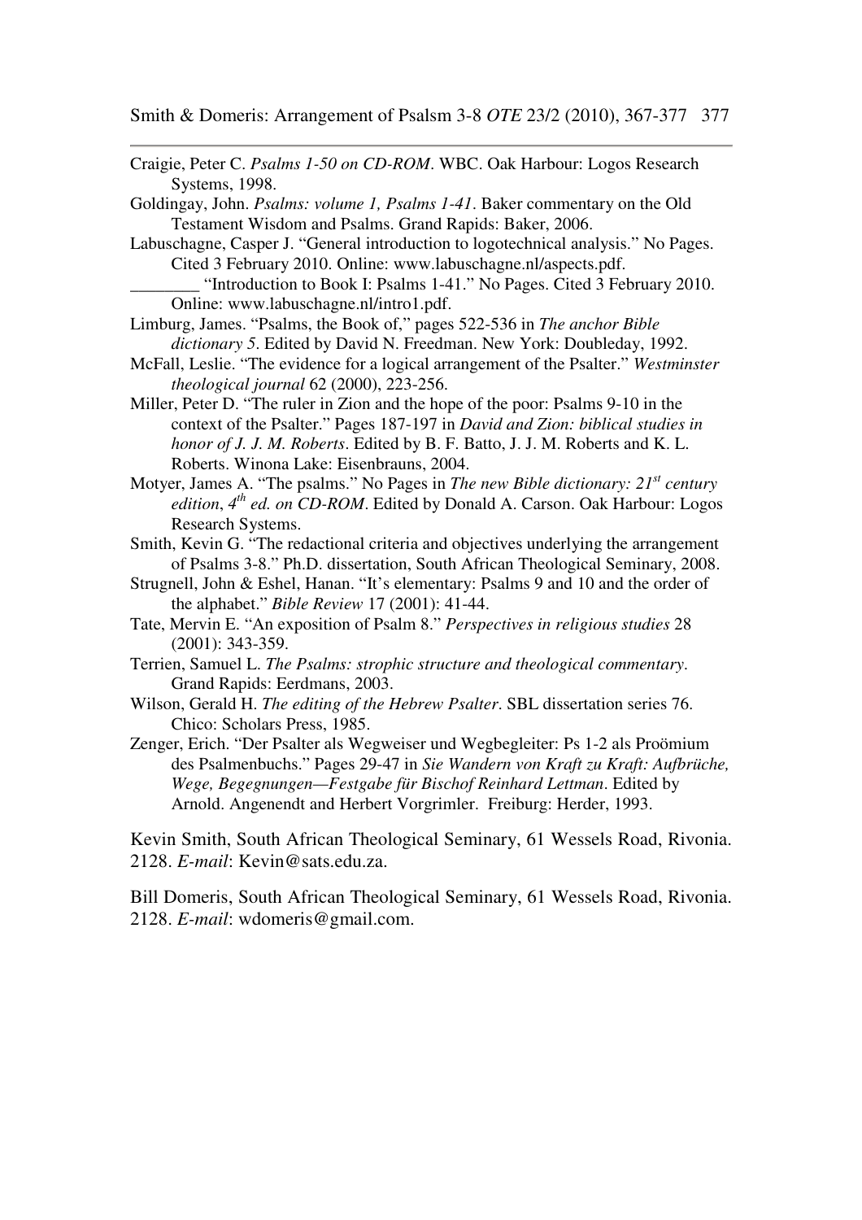Craigie, Peter C. *Psalms 1-50 on CD-ROM*. WBC. Oak Harbour: Logos Research Systems, 1998.

Goldingay, John. *Psalms: volume 1, Psalms 1-41*. Baker commentary on the Old Testament Wisdom and Psalms. Grand Rapids: Baker, 2006.

Labuschagne, Casper J. "General introduction to logotechnical analysis." No Pages. Cited 3 February 2010. Online: www.labuschagne.nl/aspects.pdf.

________ "Introduction to Book I: Psalms 1-41." No Pages. Cited 3 February 2010. Online: www.labuschagne.nl/intro1.pdf.

Limburg, James. "Psalms, the Book of," pages 522-536 in *The anchor Bible dictionary 5*. Edited by David N. Freedman. New York: Doubleday, 1992.

McFall, Leslie. "The evidence for a logical arrangement of the Psalter." *Westminster theological journal* 62 (2000), 223-256.

Miller, Peter D. "The ruler in Zion and the hope of the poor: Psalms 9-10 in the context of the Psalter." Pages 187-197 in *David and Zion: biblical studies in honor of J. J. M. Roberts*. Edited by B. F. Batto, J. J. M. Roberts and K. L. Roberts. Winona Lake: Eisenbrauns, 2004.

Motyer, James A. "The psalms." No Pages in *The new Bible dictionary: 21st century edition, 4th ed. on CD-ROM*. Edited by Donald A. Carson. Oak Harbour: Logos Research Systems.

Smith, Kevin G. "The redactional criteria and objectives underlying the arrangement of Psalms 3-8." Ph.D. dissertation, South African Theological Seminary, 2008.

Strugnell, John & Eshel, Hanan. "It's elementary: Psalms 9 and 10 and the order of the alphabet." *Bible Review* 17 (2001): 41-44.

Tate, Mervin E. "An exposition of Psalm 8." *Perspectives in religious studies* 28 (2001): 343-359.

Terrien, Samuel L. *The Psalms: strophic structure and theological commentary*. Grand Rapids: Eerdmans, 2003.

Wilson, Gerald H. *The editing of the Hebrew Psalter*. SBL dissertation series 76. Chico: Scholars Press, 1985.

Zenger, Erich. "Der Psalter als Wegweiser und Wegbegleiter: Ps 1-2 als Proömium des Psalmenbuchs." Pages 29-47 in *Sie Wandern von Kraft zu Kraft: Aufbrüche, Wege, Begegnungen—Festgabe für Bischof Reinhard Lettman*. Edited by Arnold. Angenendt and Herbert Vorgrimler. Freiburg: Herder, 1993.

Kevin Smith, South African Theological Seminary, 61 Wessels Road, Rivonia. 2128. *E-mail*: Kevin@sats.edu.za.

Bill Domeris, South African Theological Seminary, 61 Wessels Road, Rivonia. 2128. *E-mail*: wdomeris@gmail.com.